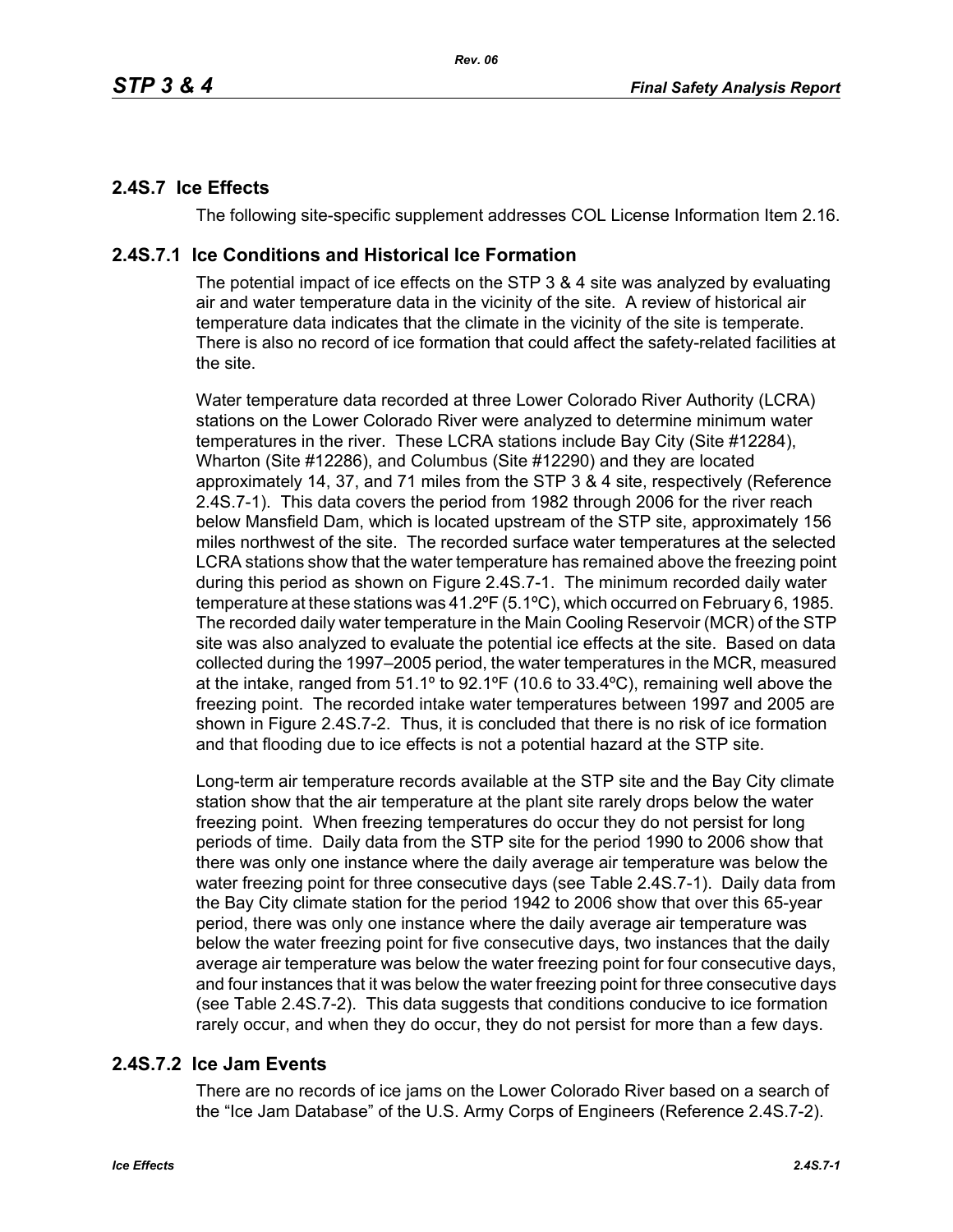## 2.4S.7 Ice Effects

The following site-specific supplement addresses COL License Information Item 2.16.

### 2.4S.7.1 Ice Conditions and Historical Ice Formation

The potential impact of ice effects on the STP 3 & 4 site was analyzed by evaluating air and water temperature data in the vicinity of the site. A review of historical air temperature data indicates that the climate in the vicinity of the site is temperate. There is also no record of ice formation that could affect the safety-related facilities at the site.

Water temperature data recorded at three Lower Colorado River Authority (LCRA) stations on the Lower Colorado River were analyzed to determine minimum water temperatures in the river. These LCRA stations include Bay City (Site #12284), Wharton (Site #12286), and Columbus (Site #12290) and they are located approximately 14, 37, and 71 miles from the STP 3 & 4 site, respectively (Reference 2.4S.7-1). This data covers the period from 1982 through 2006 for the river reach below Mansfield Dam, which is located upstream of the STP site, approximately 156 miles northwest of the site. The recorded surface water temperatures at the selected LCRA stations show that the water temperature has remained above the freezing point during this period as shown on Figure 2.4S.7-1. The minimum recorded daily water temperature at these stations was 41.2ºF (5.1ºC), which occurred on February 6, 1985. The recorded daily water temperature in the Main Cooling Reservoir (MCR) of the STP site was also analyzed to evaluate the potential ice effects at the site. Based on data collected during the 1997–2005 period, the water temperatures in the MCR, measured at the intake, ranged from 51.1º to 92.1ºF (10.6 to 33.4ºC), remaining well above the freezing point. The recorded intake water temperatures between 1997 and 2005 are shown in Figure 2.4S.7-2. Thus, it is concluded that there is no risk of ice formation and that flooding due to ice effects is not a potential hazard at the STP site.

Long-term air temperature records available at the STP site and the Bay City climate station show that the air temperature at the plant site rarely drops below the water freezing point. When freezing temperatures do occur they do not persist for long periods of time. Daily data from the STP site for the period 1990 to 2006 show that there was only one instance where the daily average air temperature was below the water freezing point for three consecutive days (see Table 2.4S.7-1). Daily data from the Bay City climate station for the period 1942 to 2006 show that over this 65-year period, there was only one instance where the daily average air temperature was below the water freezing point for five consecutive days, two instances that the daily average air temperature was below the water freezing point for four consecutive days, and four instances that it was below the water freezing point for three consecutive days (see Table 2.4S.7-2). This data suggests that conditions conducive to ice formation rarely occur, and when they do occur, they do not persist for more than a few days.

### 2.4S.7.2 Ice Jam Events

There are no records of ice jams on the Lower Colorado River based on a search of the "Ice Jam Database" of the U.S. Army Corps of Engineers (Reference 2.4S.7-2).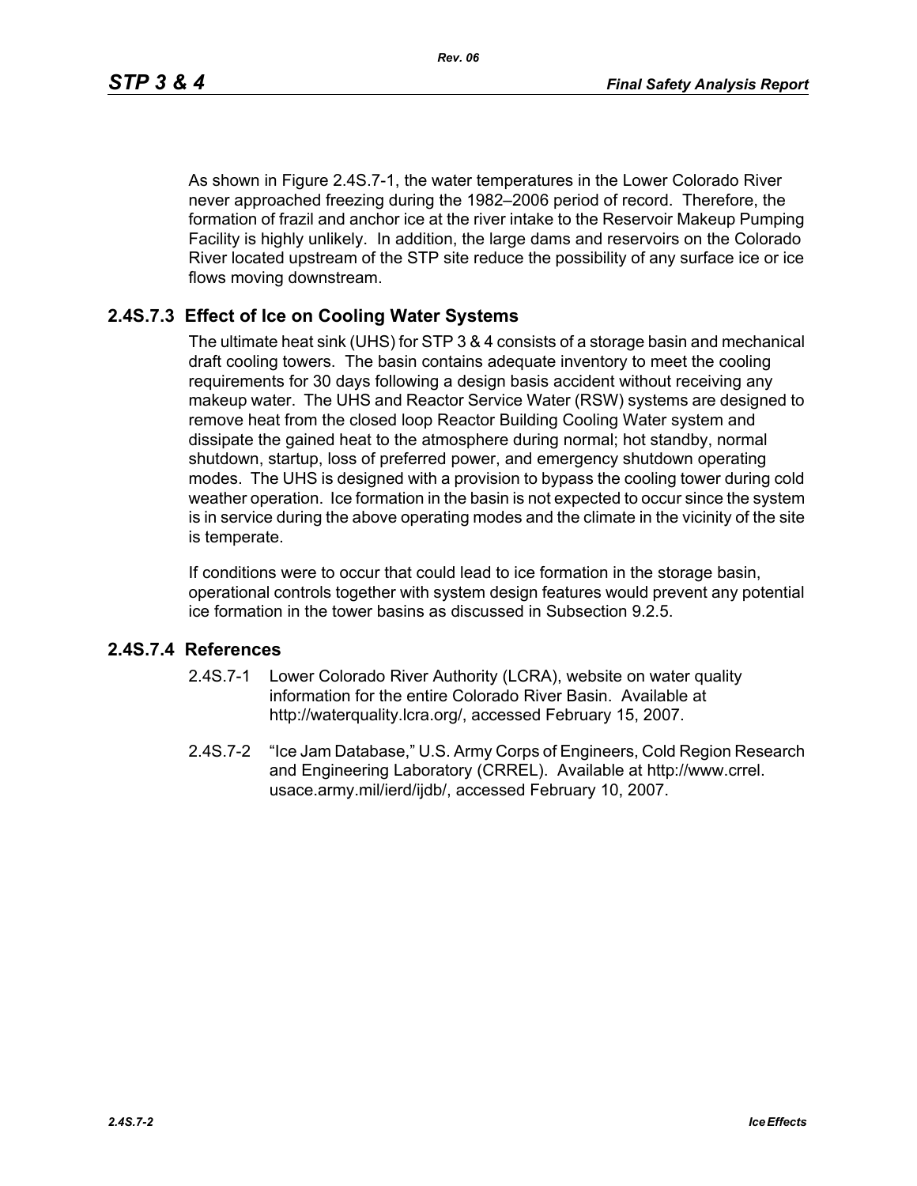As shown in Figure 2.4S.7-1, the water temperatures in the Lower Colorado River never approached freezing during the 1982–2006 period of record. Therefore, the formation of frazil and anchor ice at the river intake to the Reservoir Makeup Pumping Facility is highly unlikely. In addition, the large dams and reservoirs on the Colorado River located upstream of the STP site reduce the possibility of any surface ice or ice flows moving downstream.

## 2.4S.7.3 Effect of Ice on Cooling Water Systems

The ultimate heat sink (UHS) for STP 3 & 4 consists of a storage basin and mechanical draft cooling towers. The basin contains adequate inventory to meet the cooling requirements for 30 days following a design basis accident without receiving any makeup water. The UHS and Reactor Service Water (RSW) systems are designed to remove heat from the closed loop Reactor Building Cooling Water system and dissipate the gained heat to the atmosphere during normal; hot standby, normal shutdown, startup, loss of preferred power, and emergency shutdown operating modes. The UHS is designed with a provision to bypass the cooling tower during cold weather operation. Ice formation in the basin is not expected to occur since the system is in service during the above operating modes and the climate in the vicinity of the site is temperate.

If conditions were to occur that could lead to ice formation in the storage basin, operational controls together with system design features would prevent any potential ice formation in the tower basins as discussed in Subsection 9.2.5.

## 2.4S.7.4 References

2.4S.7-1 Lower Colorado River Authority (LCRA), website on water quality information for the entire Colorado River Basin. Available at http://waterquality.lcra.org/, accessed February 15, 2007.

2.4S.7-2 "Ice Jam Database," U.S. Army Corps of Engineers, Cold Region Research and Engineering Laboratory (CRREL). Available at http://www.crrel.usace.army.mil/ierd/ijdb/, accessed February 10, 2007.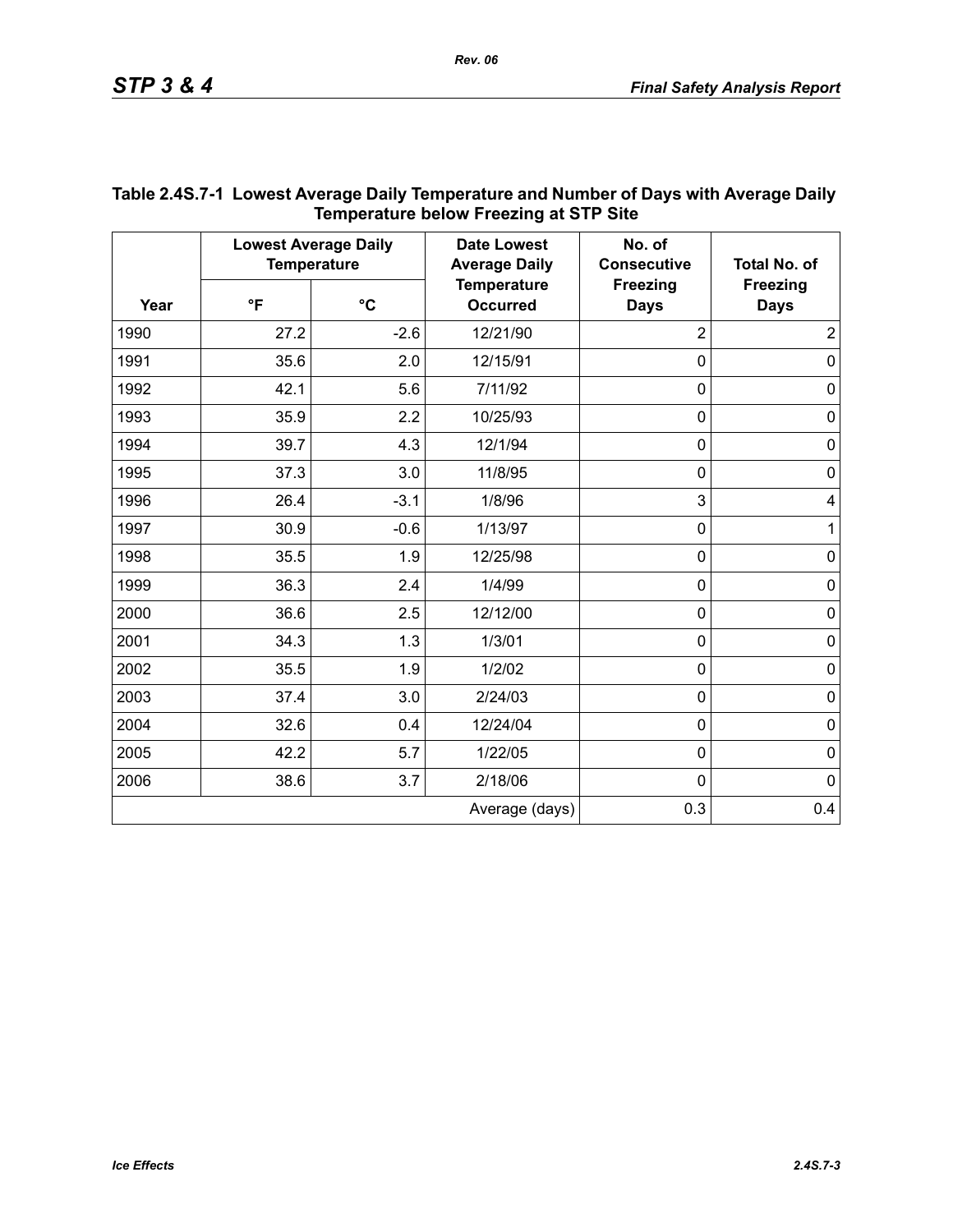**Table 2.4S.7-1 Lowest Average Daily Temperature and Number of Days with Average Daily Temperature below Freezing at STP Site**

| Year | Lowest Average Daily Temperature | | Date Lowest Average Daily Temperature Occurred | No. of Consecutive Freezing Days | Total No. of Freezing Days |
|---|---|---|---|---|---|
| | °F | °C | | | |
| 1990 | 27.2 | -2.6 | 12/21/90 | 2 | 2 |
| 1991 | 35.6 | 2.0 | 12/15/91 | 0 | 0 |
| 1992 | 42.1 | 5.6 | 7/11/92 | 0 | 0 |
| 1993 | 35.9 | 2.2 | 10/25/93 | 0 | 0 |
| 1994 | 39.7 | 4.3 | 12/1/94 | 0 | 0 |
| 1995 | 37.3 | 3.0 | 11/8/95 | 0 | 0 |
| 1996 | 26.4 | -3.1 | 1/8/96 | 3 | 4 |
| 1997 | 30.9 | -0.6 | 1/13/97 | 0 | 1 |
| 1998 | 35.5 | 1.9 | 12/25/98 | 0 | 0 |
| 1999 | 36.3 | 2.4 | 1/4/99 | 0 | 0 |
| 2000 | 36.6 | 2.5 | 12/12/00 | 0 | 0 |
| 2001 | 34.3 | 1.3 | 1/3/01 | 0 | 0 |
| 2002 | 35.5 | 1.9 | 1/2/02 | 0 | 0 |
| 2003 | 37.4 | 3.0 | 2/24/03 | 0 | 0 |
| 2004 | 32.6 | 0.4 | 12/24/04 | 0 | 0 |
| 2005 | 42.2 | 5.7 | 1/22/05 | 0 | 0 |
| 2006 | 38.6 | 3.7 | 2/18/06 | 0 | 0 |
| | | | Average (days) | 0.3 | 0.4 |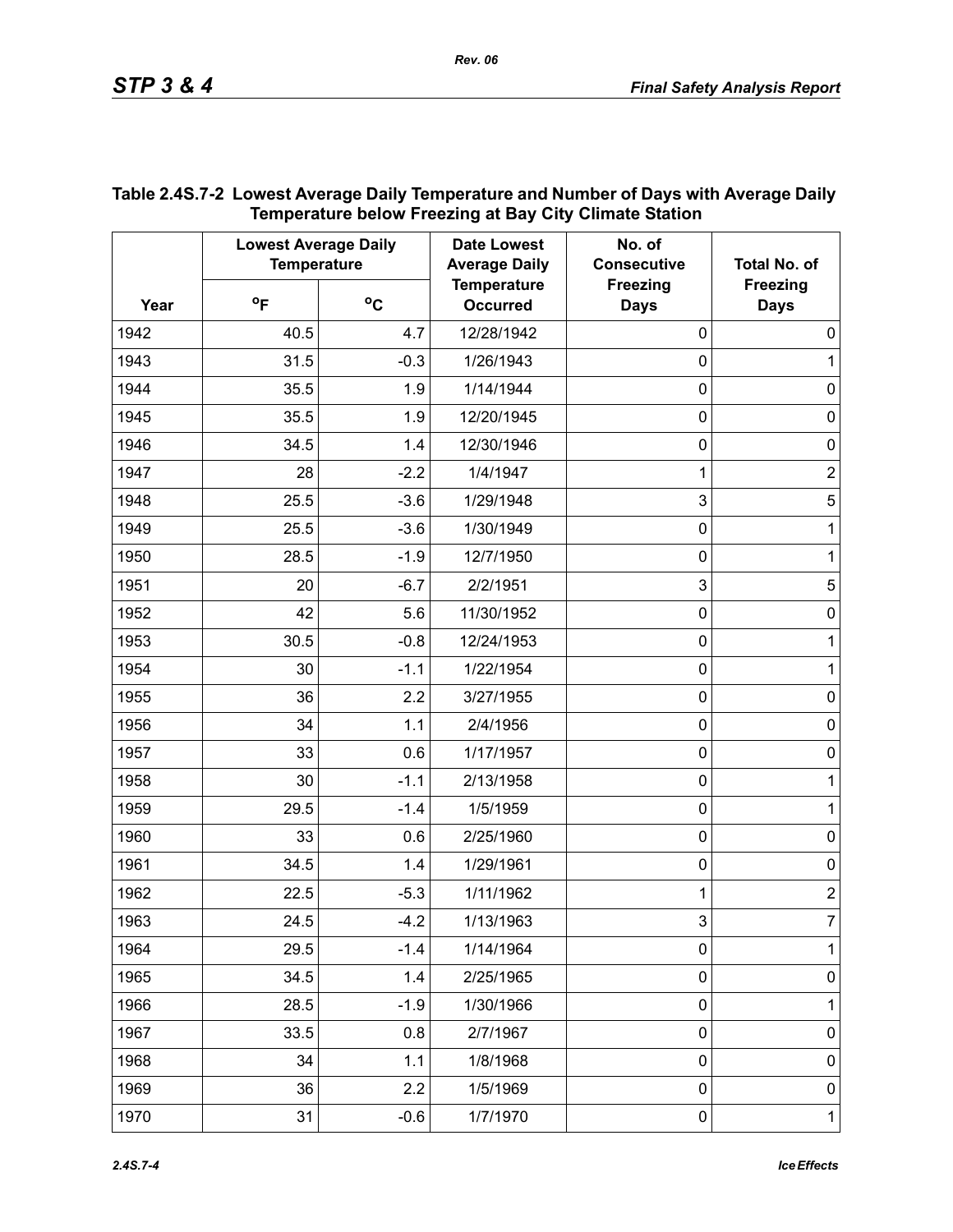**Table 2.4S.7-2 Lowest Average Daily Temperature and Number of Days with Average Daily Temperature below Freezing at Bay City Climate Station**

| Year | Lowest Average Daily Temperature | | Date Lowest Average Daily Temperature Occurred | No. of Consecutive Freezing Days | Total No. of Freezing Days |
|---|---|---|---|---|---|
| | °F | °C | | | |
| 1942 | 40.5 | 4.7 | 12/28/1942 | 0 | 0 |
| 1943 | 31.5 | -0.3 | 1/26/1943 | 0 | 1 |
| 1944 | 35.5 | 1.9 | 1/14/1944 | 0 | 0 |
| 1945 | 35.5 | 1.9 | 12/20/1945 | 0 | 0 |
| 1946 | 34.5 | 1.4 | 12/30/1946 | 0 | 0 |
| 1947 | 28 | -2.2 | 1/4/1947 | 1 | 2 |
| 1948 | 25.5 | -3.6 | 1/29/1948 | 3 | 5 |
| 1949 | 25.5 | -3.6 | 1/30/1949 | 0 | 1 |
| 1950 | 28.5 | -1.9 | 12/7/1950 | 0 | 1 |
| 1951 | 20 | -6.7 | 2/2/1951 | 3 | 5 |
| 1952 | 42 | 5.6 | 11/30/1952 | 0 | 0 |
| 1953 | 30.5 | -0.8 | 12/24/1953 | 0 | 1 |
| 1954 | 30 | -1.1 | 1/22/1954 | 0 | 1 |
| 1955 | 36 | 2.2 | 3/27/1955 | 0 | 0 |
| 1956 | 34 | 1.1 | 2/4/1956 | 0 | 0 |
| 1957 | 33 | 0.6 | 1/17/1957 | 0 | 0 |
| 1958 | 30 | -1.1 | 2/13/1958 | 0 | 1 |
| 1959 | 29.5 | -1.4 | 1/5/1959 | 0 | 1 |
| 1960 | 33 | 0.6 | 2/25/1960 | 0 | 0 |
| 1961 | 34.5 | 1.4 | 1/29/1961 | 0 | 0 |
| 1962 | 22.5 | -5.3 | 1/11/1962 | 1 | 2 |
| 1963 | 24.5 | -4.2 | 1/13/1963 | 3 | 7 |
| 1964 | 29.5 | -1.4 | 1/14/1964 | 0 | 1 |
| 1965 | 34.5 | 1.4 | 2/25/1965 | 0 | 0 |
| 1966 | 28.5 | -1.9 | 1/30/1966 | 0 | 1 |
| 1967 | 33.5 | 0.8 | 2/7/1967 | 0 | 0 |
| 1968 | 34 | 1.1 | 1/8/1968 | 0 | 0 |
| 1969 | 36 | 2.2 | 1/5/1969 | 0 | 0 |
| 1970 | 31 | -0.6 | 1/7/1970 | 0 | 1 |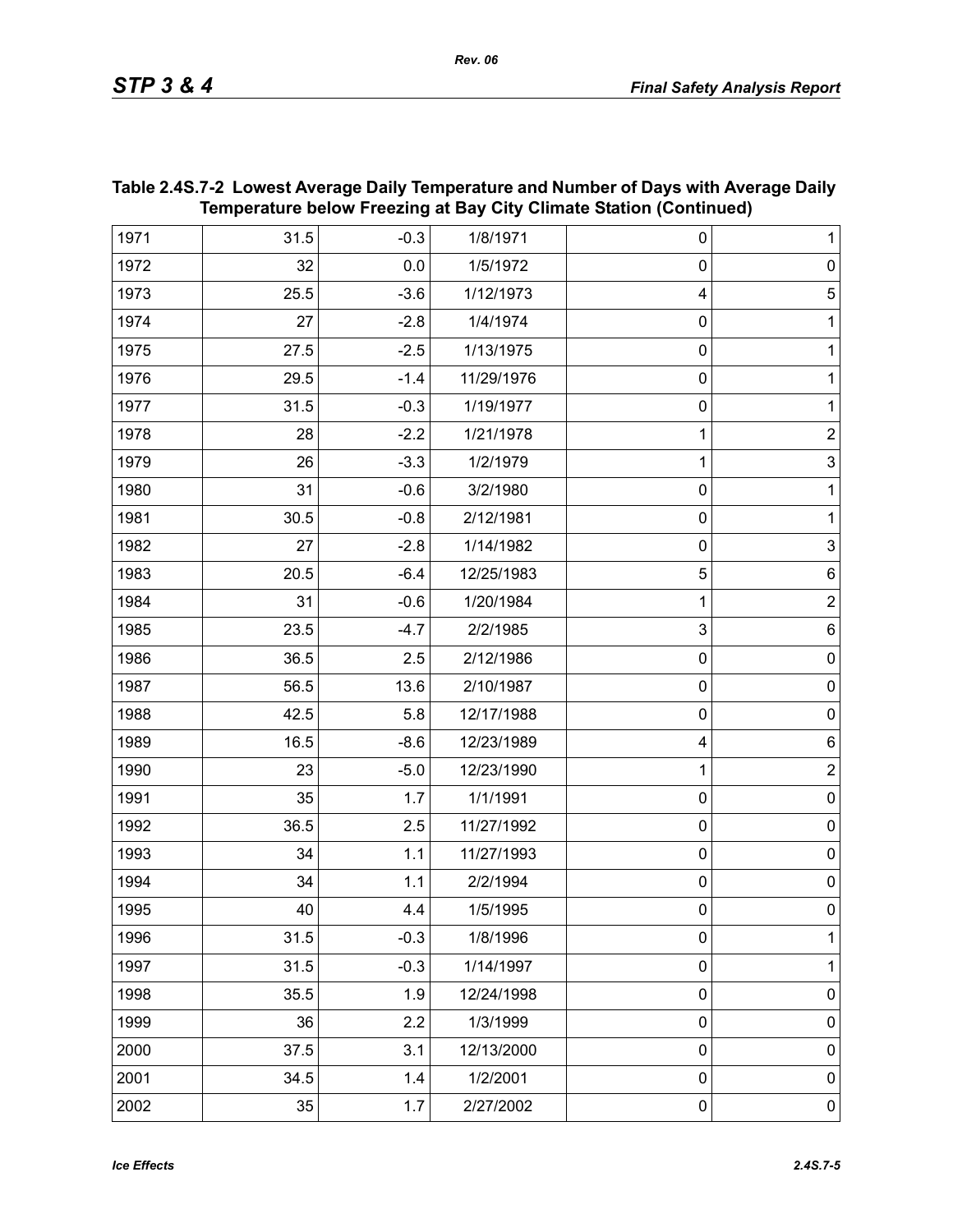## Table 2.4S.7-2 Lowest Average Daily Temperature and Number of Days with Average Daily Temperature below Freezing at Bay City Climate Station (Continued)

| | | | | | |
|---|---|---|---|---|---|
| 1971 | 31.5 | -0.3 | 1/8/1971 | 0 | 1 |
| 1972 | 32 | 0.0 | 1/5/1972 | 0 | 0 |
| 1973 | 25.5 | -3.6 | 1/12/1973 | 4 | 5 |
| 1974 | 27 | -2.8 | 1/4/1974 | 0 | 1 |
| 1975 | 27.5 | -2.5 | 1/13/1975 | 0 | 1 |
| 1976 | 29.5 | -1.4 | 11/29/1976 | 0 | 1 |
| 1977 | 31.5 | -0.3 | 1/19/1977 | 0 | 1 |
| 1978 | 28 | -2.2 | 1/21/1978 | 1 | 2 |
| 1979 | 26 | -3.3 | 1/2/1979 | 1 | 3 |
| 1980 | 31 | -0.6 | 3/2/1980 | 0 | 1 |
| 1981 | 30.5 | -0.8 | 2/12/1981 | 0 | 1 |
| 1982 | 27 | -2.8 | 1/14/1982 | 0 | 3 |
| 1983 | 20.5 | -6.4 | 12/25/1983 | 5 | 6 |
| 1984 | 31 | -0.6 | 1/20/1984 | 1 | 2 |
| 1985 | 23.5 | -4.7 | 2/2/1985 | 3 | 6 |
| 1986 | 36.5 | 2.5 | 2/12/1986 | 0 | 0 |
| 1987 | 56.5 | 13.6 | 2/10/1987 | 0 | 0 |
| 1988 | 42.5 | 5.8 | 12/17/1988 | 0 | 0 |
| 1989 | 16.5 | -8.6 | 12/23/1989 | 4 | 6 |
| 1990 | 23 | -5.0 | 12/23/1990 | 1 | 2 |
| 1991 | 35 | 1.7 | 1/1/1991 | 0 | 0 |
| 1992 | 36.5 | 2.5 | 11/27/1992 | 0 | 0 |
| 1993 | 34 | 1.1 | 11/27/1993 | 0 | 0 |
| 1994 | 34 | 1.1 | 2/2/1994 | 0 | 0 |
| 1995 | 40 | 4.4 | 1/5/1995 | 0 | 0 |
| 1996 | 31.5 | -0.3 | 1/8/1996 | 0 | 1 |
| 1997 | 31.5 | -0.3 | 1/14/1997 | 0 | 1 |
| 1998 | 35.5 | 1.9 | 12/24/1998 | 0 | 0 |
| 1999 | 36 | 2.2 | 1/3/1999 | 0 | 0 |
| 2000 | 37.5 | 3.1 | 12/13/2000 | 0 | 0 |
| 2001 | 34.5 | 1.4 | 1/2/2001 | 0 | 0 |
| 2002 | 35 | 1.7 | 2/27/2002 | 0 | 0 |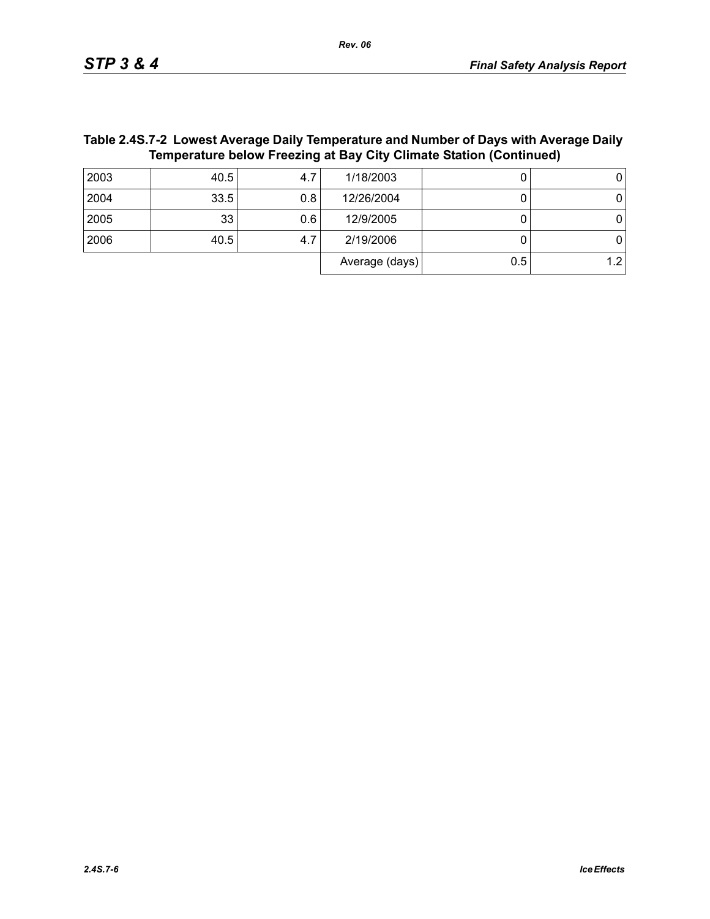### Table 2.4S.7-2 Lowest Average Daily Temperature and Number of Days with Average Daily Temperature below Freezing at Bay City Climate Station (Continued)

| | | | | | |
|---|---|---|---|---|---|
| 2003 | 40.5 | 4.7 | 1/18/2003 | 0 | 0 |
| 2004 | 33.5 | 0.8 | 12/26/2004 | 0 | 0 |
| 2005 | 33 | 0.6 | 12/9/2005 | 0 | 0 |
| 2006 | 40.5 | 4.7 | 2/19/2006 | 0 | 0 |
| | | | Average (days) | 0.5 | 1.2 |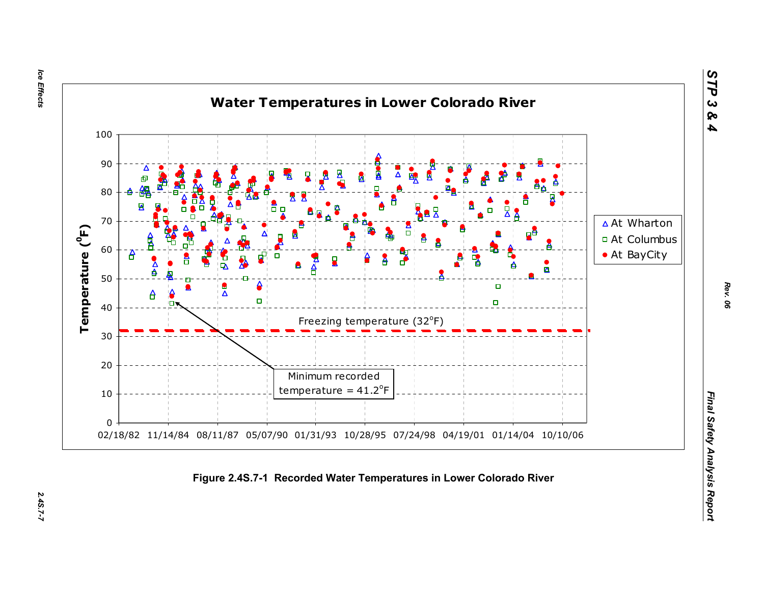**Water Temperatures in Lower Colorado River**

Temperature ($^{0}$F)

100, 90, 80, 70, 60, 50, 40, 30, 20, 10, 0

02/18/82, 11/14/84, 08/11/87, 05/07/90, 01/31/93, 10/28/95, 07/24/98, 04/19/01, 01/14/04, 10/10/06

- At Wharton
- At Columbus
- At BayCity

Freezing temperature (32$^{o}$F)

Minimum recorded temperature = 41.2$^{o}$F

**Figure 2.4S.7-1 Recorded Water Temperatures in Lower Colorado River**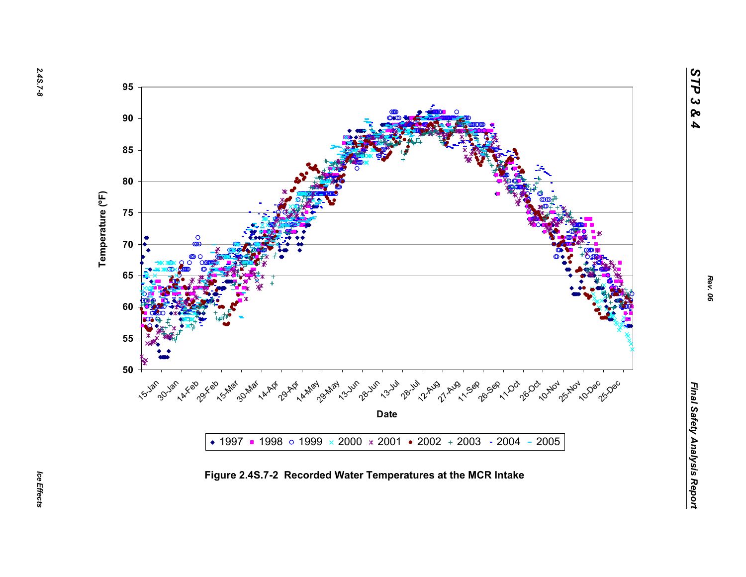95

90

85

80

75

70

65

60

55

50

Temperature (ºF)

15-Jan 30-Jan 14-Feb 29-Feb 15-Mar 30-Mar 14-Apr 29-Apr 14-May 29-May 13-Jun 28-Jun 13-Jul 28-Jul 12-Aug 27-Aug 11-Sep 26-Sep 11-Oct 26-Oct 10-Nov 25-Nov 10-Dec 25-Dec

Date

◆ 1997 ■ 1998 ○ 1999 × 2000 ✳ 2001 ● 2002 + 2003 - 2004 – 2005

**Figure 2.4S.7-2 Recorded Water Temperatures at the MCR Intake**